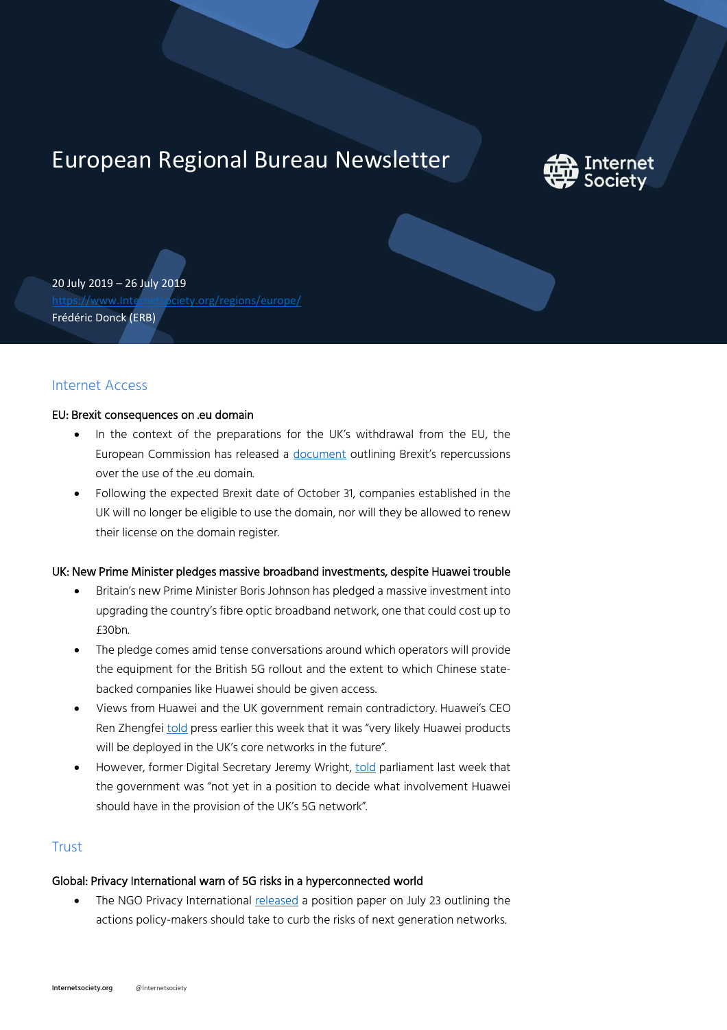# European Regional Bureau Newsletter

20 July 2019 – 26 July 2019
https://www.Internetsociety.org/regions/europe/
Frédéric Donck (ERB)

## Internet Access

### EU: Brexit consequences on .eu domain

- In the context of the preparations for the UK's withdrawal from the EU, the European Commission has released a document outlining Brexit's repercussions over the use of the .eu domain.
- Following the expected Brexit date of October 31, companies established in the UK will no longer be eligible to use the domain, nor will they be allowed to renew their license on the domain register.

### UK: New Prime Minister pledges massive broadband investments, despite Huawei trouble

- Britain's new Prime Minister Boris Johnson has pledged a massive investment into upgrading the country's fibre optic broadband network, one that could cost up to £30bn.
- The pledge comes amid tense conversations around which operators will provide the equipment for the British 5G rollout and the extent to which Chinese state-backed companies like Huawei should be given access.
- Views from Huawei and the UK government remain contradictory. Huawei's CEO Ren Zhengfei told press earlier this week that it was "very likely Huawei products will be deployed in the UK's core networks in the future".
- However, former Digital Secretary Jeremy Wright, told parliament last week that the government was "not yet in a position to decide what involvement Huawei should have in the provision of the UK's 5G network".

## Trust

### Global: Privacy International warn of 5G risks in a hyperconnected world

- The NGO Privacy International released a position paper on July 23 outlining the actions policy-makers should take to curb the risks of next generation networks.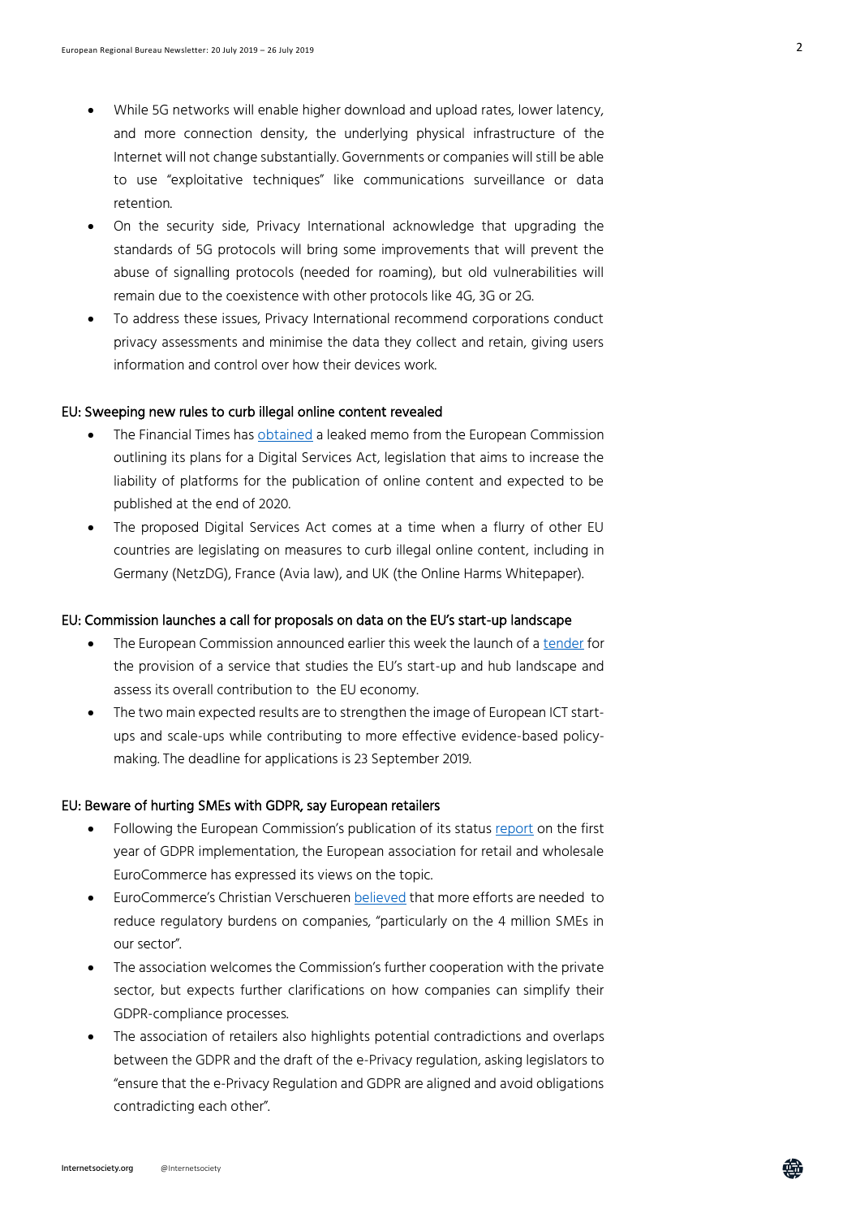- While 5G networks will enable higher download and upload rates, lower latency, and more connection density, the underlying physical infrastructure of the Internet will not change substantially. Governments or companies will still be able to use "exploitative techniques" like communications surveillance or data retention.
- On the security side, Privacy International acknowledge that upgrading the standards of 5G protocols will bring some improvements that will prevent the abuse of signalling protocols (needed for roaming), but old vulnerabilities will remain due to the coexistence with other protocols like 4G, 3G or 2G.
- To address these issues, Privacy International recommend corporations conduct privacy assessments and minimise the data they collect and retain, giving users information and control over how their devices work.

### EU: Sweeping new rules to curb illegal online content revealed

- The Financial Times has obtained a leaked memo from the European Commission outlining its plans for a Digital Services Act, legislation that aims to increase the liability of platforms for the publication of online content and expected to be published at the end of 2020.
- The proposed Digital Services Act comes at a time when a flurry of other EU countries are legislating on measures to curb illegal online content, including in Germany (NetzDG), France (Avia law), and UK (the Online Harms Whitepaper).

### EU: Commission launches a call for proposals on data on the EU's start-up landscape

- The European Commission announced earlier this week the launch of a tender for the provision of a service that studies the EU's start-up and hub landscape and assess its overall contribution to the EU economy.
- The two main expected results are to strengthen the image of European ICT start-ups and scale-ups while contributing to more effective evidence-based policy-making. The deadline for applications is 23 September 2019.

### EU: Beware of hurting SMEs with GDPR, say European retailers

- Following the European Commission's publication of its status report on the first year of GDPR implementation, the European association for retail and wholesale EuroCommerce has expressed its views on the topic.
- EuroCommerce's Christian Verschueren believed that more efforts are needed to reduce regulatory burdens on companies, "particularly on the 4 million SMEs in our sector".
- The association welcomes the Commission's further cooperation with the private sector, but expects further clarifications on how companies can simplify their GDPR-compliance processes.
- The association of retailers also highlights potential contradictions and overlaps between the GDPR and the draft of the e-Privacy regulation, asking legislators to "ensure that the e-Privacy Regulation and GDPR are aligned and avoid obligations contradicting each other".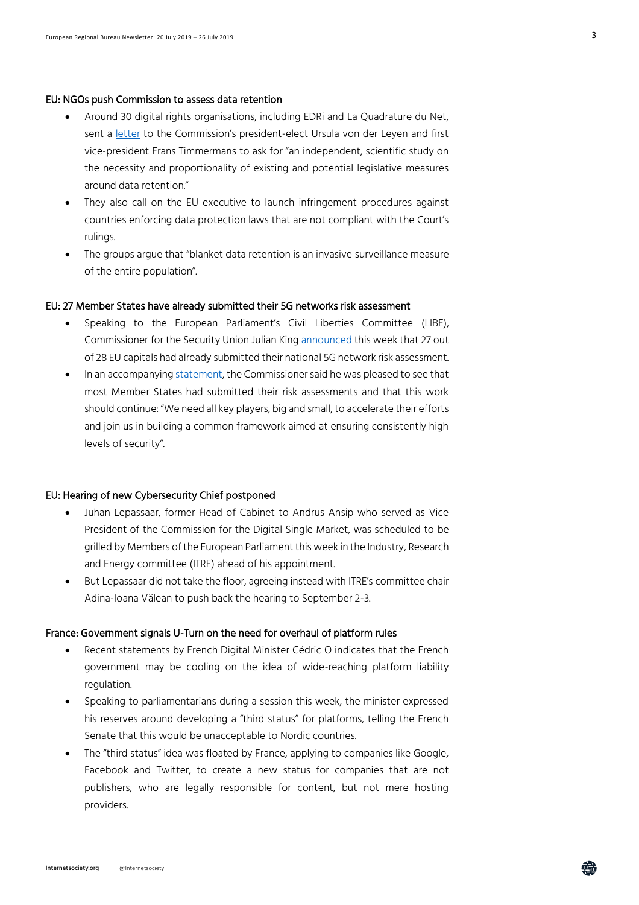### EU: NGOs push Commission to assess data retention

- Around 30 digital rights organisations, including EDRi and La Quadrature du Net, sent a letter to the Commission's president-elect Ursula von der Leyen and first vice-president Frans Timmermans to ask for "an independent, scientific study on the necessity and proportionality of existing and potential legislative measures around data retention."
- They also call on the EU executive to launch infringement procedures against countries enforcing data protection laws that are not compliant with the Court's rulings.
- The groups argue that "blanket data retention is an invasive surveillance measure of the entire population".

### EU: 27 Member States have already submitted their 5G networks risk assessment

- Speaking to the European Parliament's Civil Liberties Committee (LIBE), Commissioner for the Security Union Julian King announced this week that 27 out of 28 EU capitals had already submitted their national 5G network risk assessment.
- In an accompanying statement, the Commissioner said he was pleased to see that most Member States had submitted their risk assessments and that this work should continue: "We need all key players, big and small, to accelerate their efforts and join us in building a common framework aimed at ensuring consistently high levels of security".

### EU: Hearing of new Cybersecurity Chief postponed

- Juhan Lepassaar, former Head of Cabinet to Andrus Ansip who served as Vice President of the Commission for the Digital Single Market, was scheduled to be grilled by Members of the European Parliament this week in the Industry, Research and Energy committee (ITRE) ahead of his appointment.
- But Lepassaar did not take the floor, agreeing instead with ITRE's committee chair Adina-Ioana Vălean to push back the hearing to September 2-3.

### France: Government signals U-Turn on the need for overhaul of platform rules

- Recent statements by French Digital Minister Cédric O indicates that the French government may be cooling on the idea of wide-reaching platform liability regulation.
- Speaking to parliamentarians during a session this week, the minister expressed his reserves around developing a "third status" for platforms, telling the French Senate that this would be unacceptable to Nordic countries.
- The "third status" idea was floated by France, applying to companies like Google, Facebook and Twitter, to create a new status for companies that are not publishers, who are legally responsible for content, but not mere hosting providers.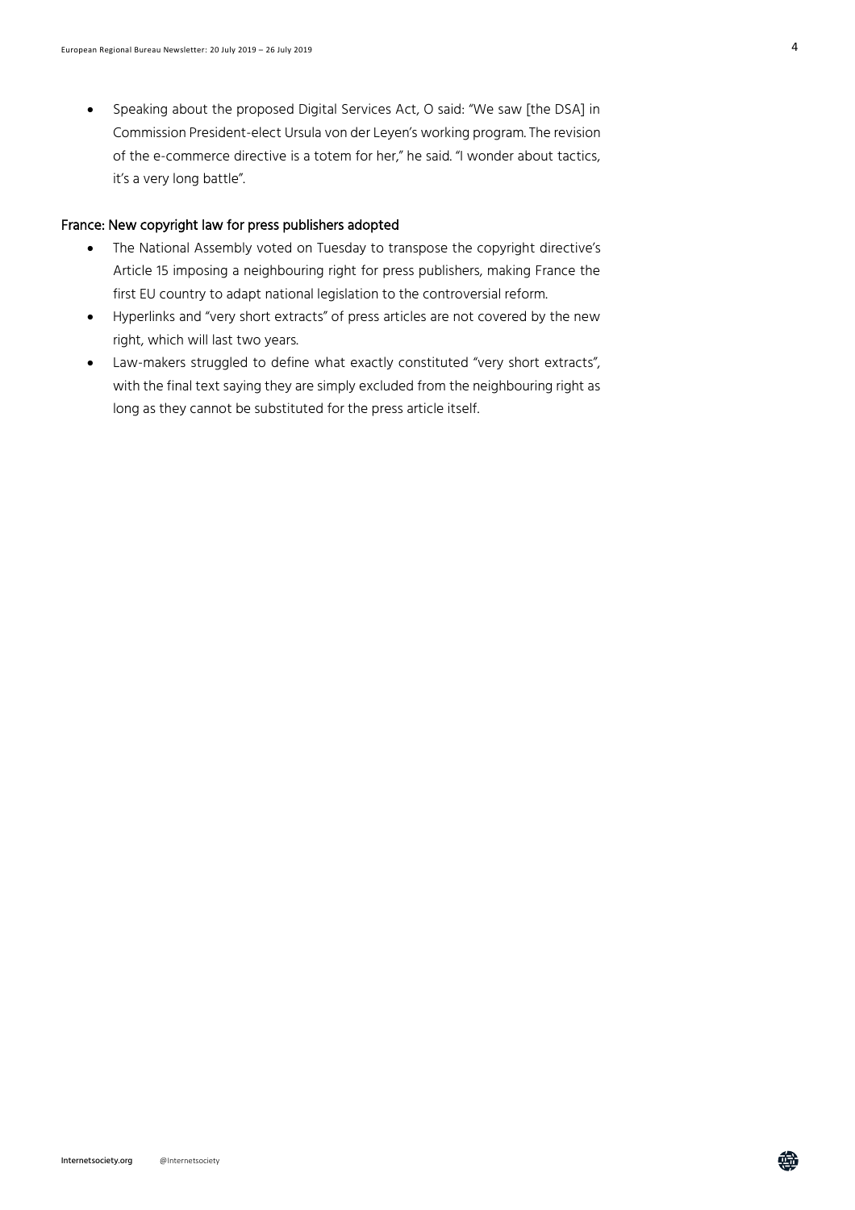- Speaking about the proposed Digital Services Act, O said: "We saw [the DSA] in Commission President-elect Ursula von der Leyen's working program. The revision of the e-commerce directive is a totem for her," he said. "I wonder about tactics, it's a very long battle".

## France: New copyright law for press publishers adopted

- The National Assembly voted on Tuesday to transpose the copyright directive's Article 15 imposing a neighbouring right for press publishers, making France the first EU country to adapt national legislation to the controversial reform.
- Hyperlinks and "very short extracts" of press articles are not covered by the new right, which will last two years.
- Law-makers struggled to define what exactly constituted "very short extracts", with the final text saying they are simply excluded from the neighbouring right as long as they cannot be substituted for the press article itself.